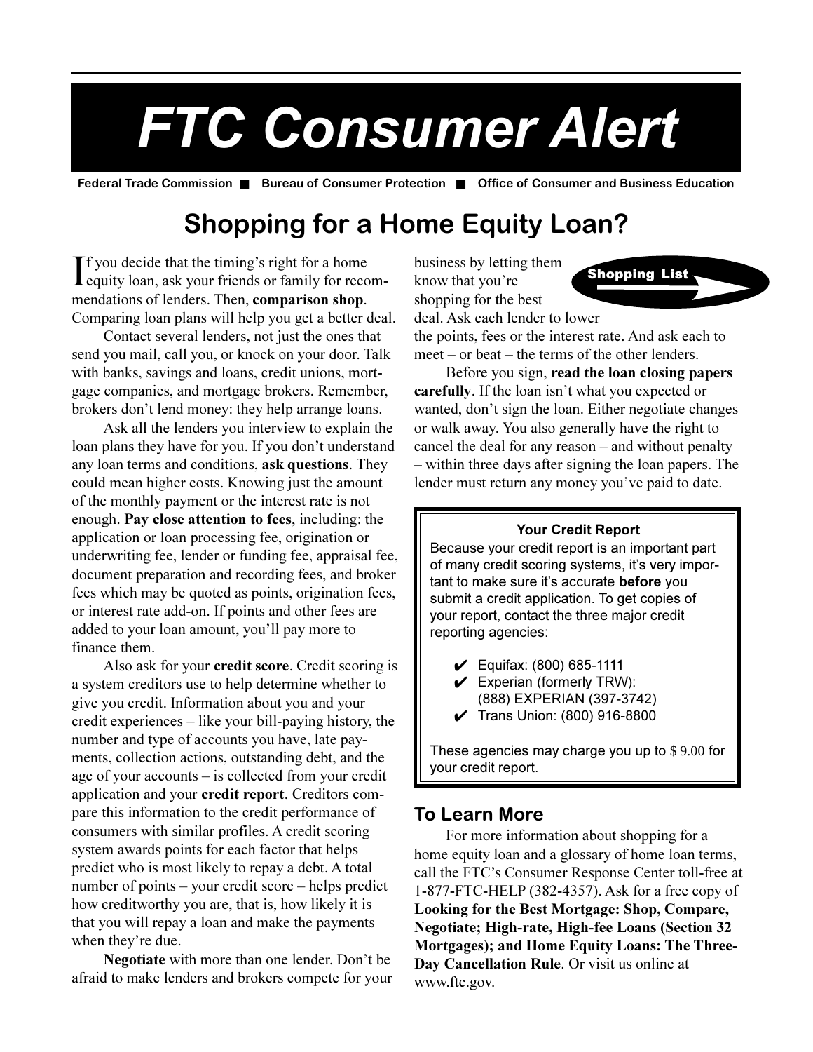# FTC Consumer Alert

Federal Trade Commission ■ Bureau of Consumer Protection ■ Office of Consumer and Business Education

## Shopping for a Home Equity Loan?

If you decide that the timing's right for a home equity loan, ask your friends or family for recommendations of lenders. Then, **comparison shop**. Comparing loan plans will help you get a better deal.

Contact several lenders, not just the ones that send you mail, call you, or knock on your door. Talk with banks, savings and loans, credit unions, mortgage companies, and mortgage brokers. Remember, brokers don't lend money: they help arrange loans.

Ask all the lenders you interview to explain the loan plans they have for you. If you don't understand any loan terms and conditions, **ask questions**. They could mean higher costs. Knowing just the amount of the monthly payment or the interest rate is not enough. **Pay close attention to fees**, including: the application or loan processing fee, origination or underwriting fee, lender or funding fee, appraisal fee, document preparation and recording fees, and broker fees which may be quoted as points, origination fees, or interest rate add-on. If points and other fees are added to your loan amount, you'll pay more to finance them.

Also ask for your **credit score**. Credit scoring is a system creditors use to help determine whether to give you credit. Information about you and your credit experiences – like your bill-paying history, the number and type of accounts you have, late payments, collection actions, outstanding debt, and the age of your accounts – is collected from your credit application and your **credit report**. Creditors compare this information to the credit performance of consumers with similar profiles. A credit scoring system awards points for each factor that helps predict who is most likely to repay a debt. A total number of points – your credit score – helps predict how creditworthy you are, that is, how likely it is that you will repay a loan and make the payments when they're due.

**Negotiate** with more than one lender. Don't be afraid to make lenders and brokers compete for your business by letting them know that you're shopping for the best deal. Ask each lender to lower the points, fees or the interest rate. And ask each to meet – or beat – the terms of the other lenders.

Shopping List →

Before you sign, **read the loan closing papers carefully**. If the loan isn't what you expected or wanted, don't sign the loan. Either negotiate changes or walk away. You also generally have the right to cancel the deal for any reason – and without penalty – within three days after signing the loan papers. The lender must return any money you've paid to date.

**Your Credit Report**

Because your credit report is an important part of many credit scoring systems, it's very important to make sure it's accurate **before** you submit a credit application. To get copies of your report, contact the three major credit reporting agencies:

- ✔ Equifax: (800) 685-1111
- ✔ Experian (formerly TRW): (888) EXPERIAN (397-3742)
- ✔ Trans Union: (800) 916-8800

These agencies may charge you up to $ 9.00 for your credit report.

### To Learn More

For more information about shopping for a home equity loan and a glossary of home loan terms, call the FTC's Consumer Response Center toll-free at 1-877-FTC-HELP (382-4357). Ask for a free copy of **Looking for the Best Mortgage: Shop, Compare, Negotiate; High-rate, High-fee Loans (Section 32 Mortgages); and Home Equity Loans: The Three-Day Cancellation Rule**. Or visit us online at www.ftc.gov.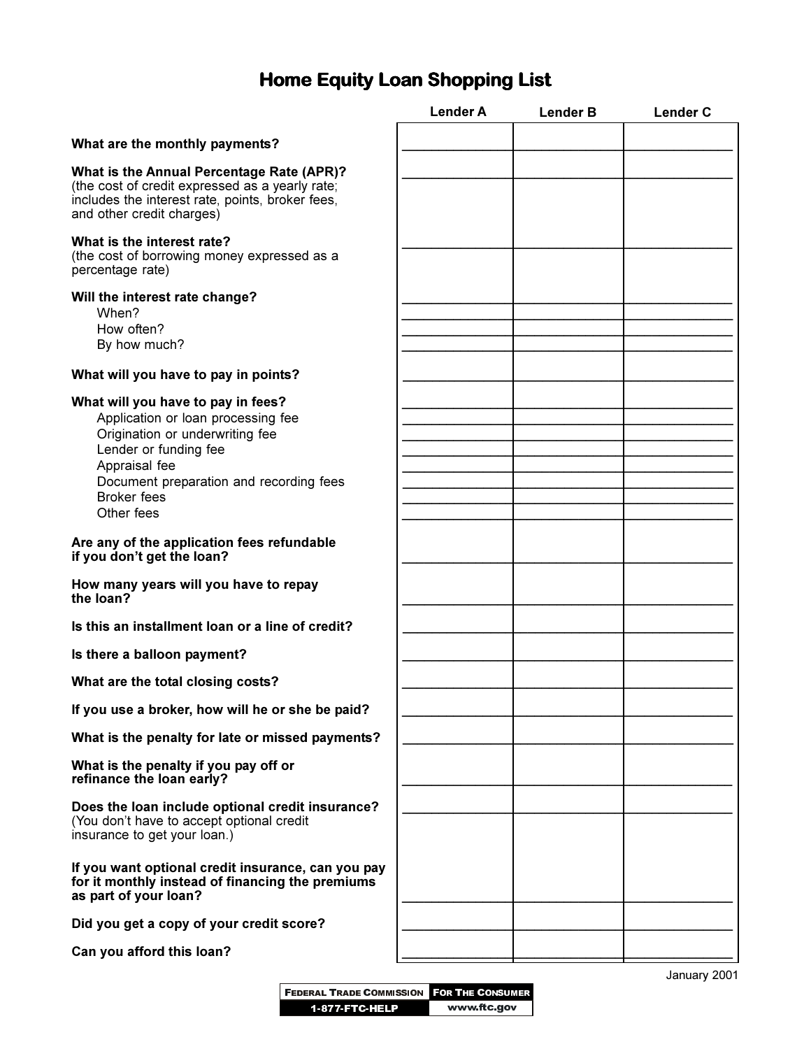# Home Equity Loan Shopping List

| | Lender A | Lender B | Lender C |
|---|---|---|---|
| **What are the monthly payments?** | | | |
| **What is the Annual Percentage Rate (APR)?** (the cost of credit expressed as a yearly rate; includes the interest rate, points, broker fees, and other credit charges) | | | |
| **What is the interest rate?** (the cost of borrowing money expressed as a percentage rate) | | | |
| **Will the interest rate change?** | | | |
| When? | | | |
| How often? | | | |
| By how much? | | | |
| **What will you have to pay in points?** | | | |
| **What will you have to pay in fees?** | | | |
| Application or loan processing fee | | | |
| Origination or underwriting fee | | | |
| Lender or funding fee | | | |
| Appraisal fee | | | |
| Document preparation and recording fees | | | |
| Broker fees | | | |
| Other fees | | | |
| **Are any of the application fees refundable if you don't get the loan?** | | | |
| **How many years will you have to repay the loan?** | | | |
| **Is this an installment loan or a line of credit?** | | | |
| **Is there a balloon payment?** | | | |
| **What are the total closing costs?** | | | |
| **If you use a broker, how will he or she be paid?** | | | |
| **What is the penalty for late or missed payments?** | | | |
| **What is the penalty if you pay off or refinance the loan early?** | | | |
| **Does the loan include optional credit insurance?** (You don't have to accept optional credit insurance to get your loan.) | | | |
| **If you want optional credit insurance, can you pay for it monthly instead of financing the premiums as part of your loan?** | | | |
| **Did you get a copy of your credit score?** | | | |
| **Can you afford this loan?** | | | |

January 2001

FEDERAL TRADE COMMISSION | FOR THE CONSUMER
1-877-FTC-HELP | www.ftc.gov